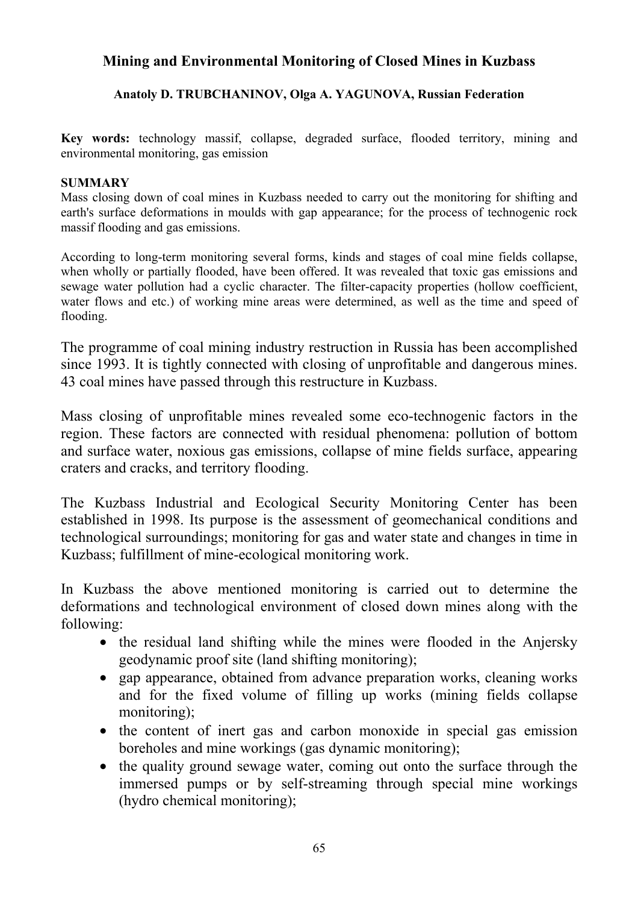# Mining and Environmental Monitoring of Closed Mines in Kuzbass

**Anatoly D. TRUBCHANINOV, Olga A. YAGUNOVA, Russian Federation**

**Key words:** technology massif, collapse, degraded surface, flooded territory, mining and environmental monitoring, gas emission

## SUMMARY

Mass closing down of coal mines in Kuzbass needed to carry out the monitoring for shifting and earth's surface deformations in moulds with gap appearance; for the process of technogenic rock massif flooding and gas emissions.

According to long-term monitoring several forms, kinds and stages of coal mine fields collapse, when wholly or partially flooded, have been offered. It was revealed that toxic gas emissions and sewage water pollution had a cyclic character. The filter-capacity properties (hollow coefficient, water flows and etc.) of working mine areas were determined, as well as the time and speed of flooding.

The programme of coal mining industry restruction in Russia has been accomplished since 1993. It is tightly connected with closing of unprofitable and dangerous mines. 43 coal mines have passed through this restructure in Kuzbass.

Mass closing of unprofitable mines revealed some eco-technogenic factors in the region. These factors are connected with residual phenomena: pollution of bottom and surface water, noxious gas emissions, collapse of mine fields surface, appearing craters and cracks, and territory flooding.

The Kuzbass Industrial and Ecological Security Monitoring Center has been established in 1998. Its purpose is the assessment of geomechanical conditions and technological surroundings; monitoring for gas and water state and changes in time in Kuzbass; fulfillment of mine-ecological monitoring work.

In Kuzbass the above mentioned monitoring is carried out to determine the deformations and technological environment of closed down mines along with the following:

- the residual land shifting while the mines were flooded in the Anjersky geodynamic proof site (land shifting monitoring);
- gap appearance, obtained from advance preparation works, cleaning works and for the fixed volume of filling up works (mining fields collapse monitoring);
- the content of inert gas and carbon monoxide in special gas emission boreholes and mine workings (gas dynamic monitoring);
- the quality ground sewage water, coming out onto the surface through the immersed pumps or by self-streaming through special mine workings (hydro chemical monitoring);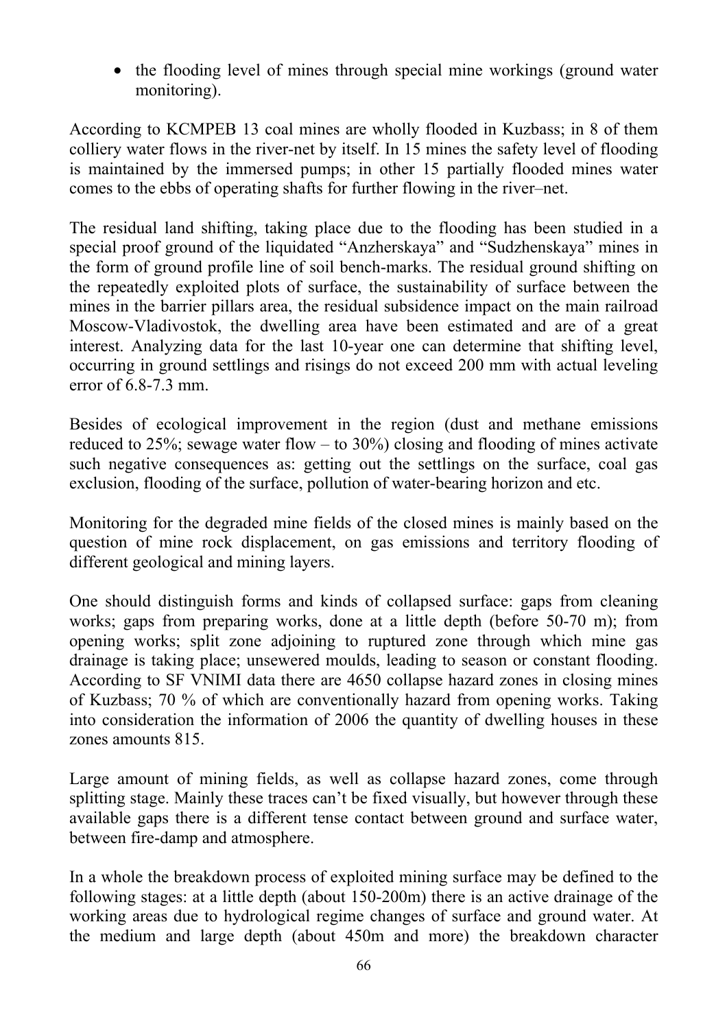- the flooding level of mines through special mine workings (ground water monitoring).

According to KCMPEB 13 coal mines are wholly flooded in Kuzbass; in 8 of them colliery water flows in the river-net by itself. In 15 mines the safety level of flooding is maintained by the immersed pumps; in other 15 partially flooded mines water comes to the ebbs of operating shafts for further flowing in the river–net.

The residual land shifting, taking place due to the flooding has been studied in a special proof ground of the liquidated "Anzherskaya" and "Sudzhenskaya" mines in the form of ground profile line of soil bench-marks. The residual ground shifting on the repeatedly exploited plots of surface, the sustainability of surface between the mines in the barrier pillars area, the residual subsidence impact on the main railroad Moscow-Vladivostok, the dwelling area have been estimated and are of a great interest. Analyzing data for the last 10-year one can determine that shifting level, occurring in ground settlings and risings do not exceed 200 mm with actual leveling error of 6.8-7.3 mm.

Besides of ecological improvement in the region (dust and methane emissions reduced to 25%; sewage water flow – to 30%) closing and flooding of mines activate such negative consequences as: getting out the settlings on the surface, coal gas exclusion, flooding of the surface, pollution of water-bearing horizon and etc.

Monitoring for the degraded mine fields of the closed mines is mainly based on the question of mine rock displacement, on gas emissions and territory flooding of different geological and mining layers.

One should distinguish forms and kinds of collapsed surface: gaps from cleaning works; gaps from preparing works, done at a little depth (before 50-70 m); from opening works; split zone adjoining to ruptured zone through which mine gas drainage is taking place; unsewered moulds, leading to season or constant flooding. According to SF VNIMI data there are 4650 collapse hazard zones in closing mines of Kuzbass; 70 % of which are conventionally hazard from opening works. Taking into consideration the information of 2006 the quantity of dwelling houses in these zones amounts 815.

Large amount of mining fields, as well as collapse hazard zones, come through splitting stage. Mainly these traces can't be fixed visually, but however through these available gaps there is a different tense contact between ground and surface water, between fire-damp and atmosphere.

In a whole the breakdown process of exploited mining surface may be defined to the following stages: at a little depth (about 150-200m) there is an active drainage of the working areas due to hydrological regime changes of surface and ground water. At the medium and large depth (about 450m and more) the breakdown character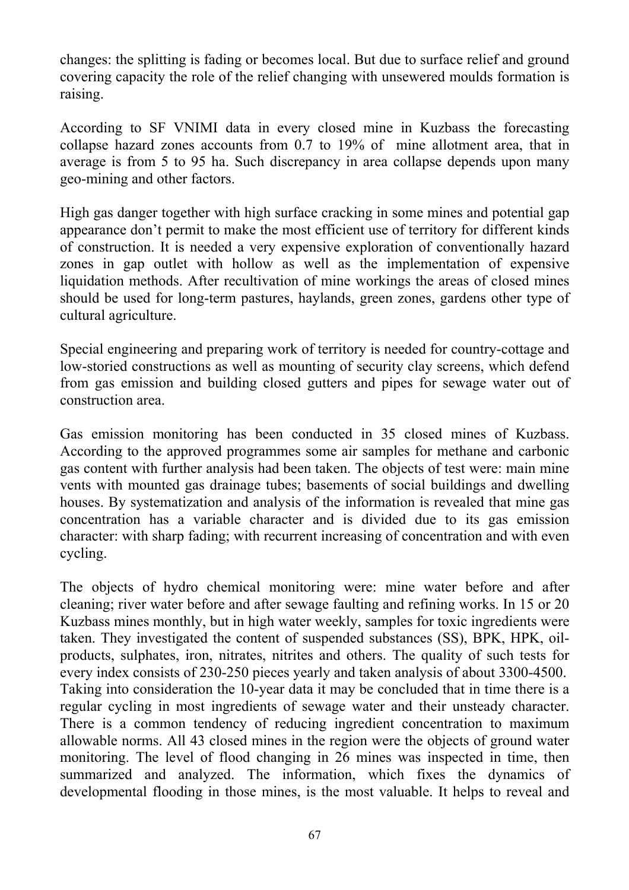changes: the splitting is fading or becomes local. But due to surface relief and ground covering capacity the role of the relief changing with unsewered moulds formation is raising.

According to SF VNIMI data in every closed mine in Kuzbass the forecasting collapse hazard zones accounts from 0.7 to 19% of mine allotment area, that in average is from 5 to 95 ha. Such discrepancy in area collapse depends upon many geo-mining and other factors.

High gas danger together with high surface cracking in some mines and potential gap appearance don't permit to make the most efficient use of territory for different kinds of construction. It is needed a very expensive exploration of conventionally hazard zones in gap outlet with hollow as well as the implementation of expensive liquidation methods. After recultivation of mine workings the areas of closed mines should be used for long-term pastures, haylands, green zones, gardens other type of cultural agriculture.

Special engineering and preparing work of territory is needed for country-cottage and low-storied constructions as well as mounting of security clay screens, which defend from gas emission and building closed gutters and pipes for sewage water out of construction area.

Gas emission monitoring has been conducted in 35 closed mines of Kuzbass. According to the approved programmes some air samples for methane and carbonic gas content with further analysis had been taken. The objects of test were: main mine vents with mounted gas drainage tubes; basements of social buildings and dwelling houses. By systematization and analysis of the information is revealed that mine gas concentration has a variable character and is divided due to its gas emission character: with sharp fading; with recurrent increasing of concentration and with even cycling.

The objects of hydro chemical monitoring were: mine water before and after cleaning; river water before and after sewage faulting and refining works. In 15 or 20 Kuzbass mines monthly, but in high water weekly, samples for toxic ingredients were taken. They investigated the content of suspended substances (SS), BPK, HPK, oil-products, sulphates, iron, nitrates, nitrites and others. The quality of such tests for every index consists of 230-250 pieces yearly and taken analysis of about 3300-4500. Taking into consideration the 10-year data it may be concluded that in time there is a regular cycling in most ingredients of sewage water and their unsteady character. There is a common tendency of reducing ingredient concentration to maximum allowable norms. All 43 closed mines in the region were the objects of ground water monitoring. The level of flood changing in 26 mines was inspected in time, then summarized and analyzed. The information, which fixes the dynamics of developmental flooding in those mines, is the most valuable. It helps to reveal and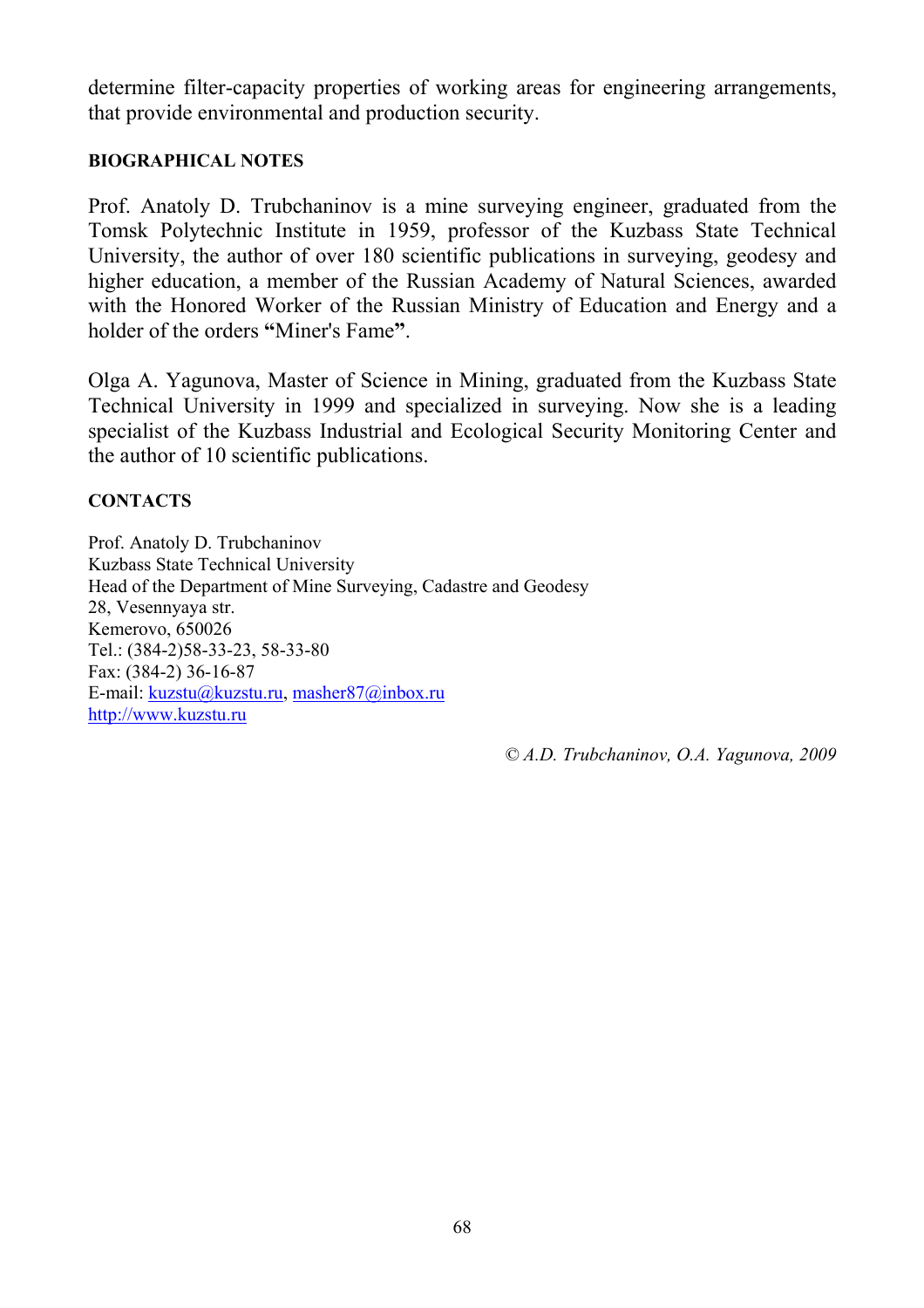determine filter-capacity properties of working areas for engineering arrangements, that provide environmental and production security.

#### BIOGRAPHICAL NOTES

Prof. Anatoly D. Trubchaninov is a mine surveying engineer, graduated from the Tomsk Polytechnic Institute in 1959, professor of the Kuzbass State Technical University, the author of over 180 scientific publications in surveying, geodesy and higher education, a member of the Russian Academy of Natural Sciences, awarded with the Honored Worker of the Russian Ministry of Education and Energy and a holder of the orders **"**Miner's Fame**"**.

Olga A. Yagunova, Master of Science in Mining, graduated from the Kuzbass State Technical University in 1999 and specialized in surveying. Now she is a leading specialist of the Kuzbass Industrial and Ecological Security Monitoring Center and the author of 10 scientific publications.

#### CONTACTS

Prof. Anatoly D. Trubchaninov
Kuzbass State Technical University
Head of the Department of Mine Surveying, Cadastre and Geodesy
28, Vesennyaya str.
Kemerovo, 650026
Tel.: (384-2)58-33-23, 58-33-80
Fax: (384-2) 36-16-87
E-mail: kuzstu@kuzstu.ru, masher87@inbox.ru
http://www.kuzstu.ru

*© A.D. Trubchaninov, O.A. Yagunova, 2009*